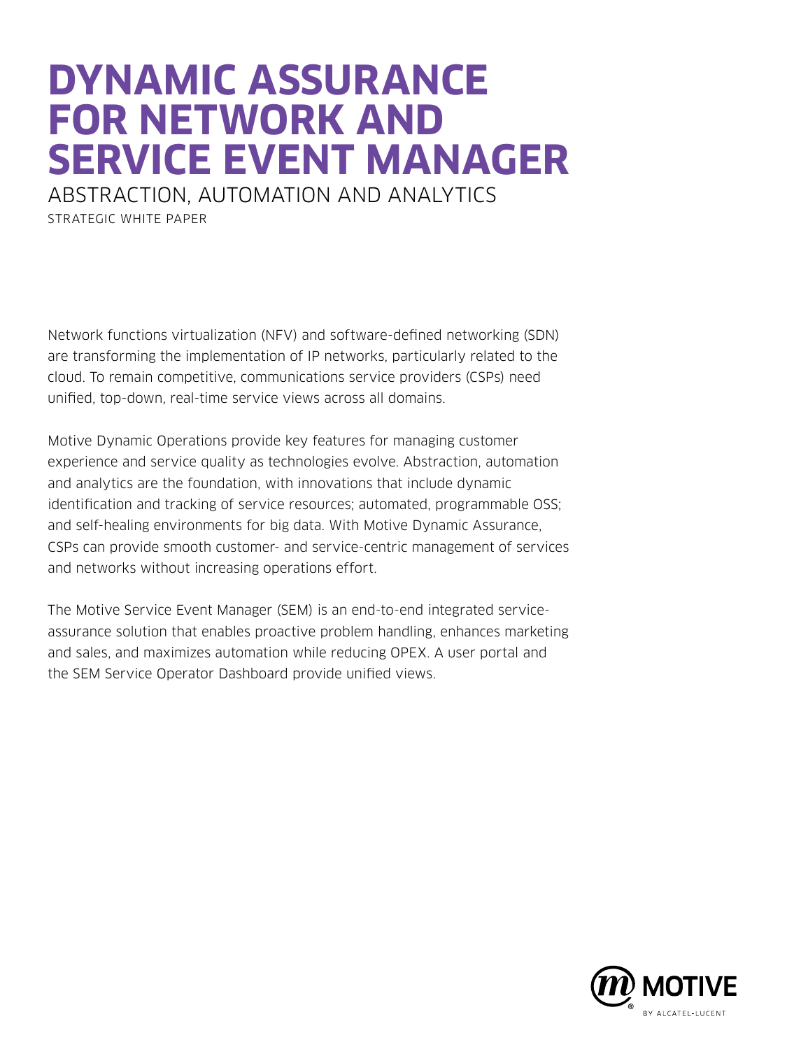# DYNAMIC ASSURANCE FOR NETWORK AND SERVICE EVENT MANAGER

## ABSTRACTION, AUTOMATION AND ANALYTICS

STRATEGIC WHITE PAPER

Network functions virtualization (NFV) and software-defined networking (SDN) are transforming the implementation of IP networks, particularly related to the cloud. To remain competitive, communications service providers (CSPs) need unified, top-down, real-time service views across all domains.

Motive Dynamic Operations provide key features for managing customer experience and service quality as technologies evolve. Abstraction, automation and analytics are the foundation, with innovations that include dynamic identification and tracking of service resources; automated, programmable OSS; and self-healing environments for big data. With Motive Dynamic Assurance, CSPs can provide smooth customer- and service-centric management of services and networks without increasing operations effort.

The Motive Service Event Manager (SEM) is an end-to-end integrated service-assurance solution that enables proactive problem handling, enhances marketing and sales, and maximizes automation while reducing OPEX. A user portal and the SEM Service Operator Dashboard provide unified views.

MOTIVE BY ALCATEL-LUCENT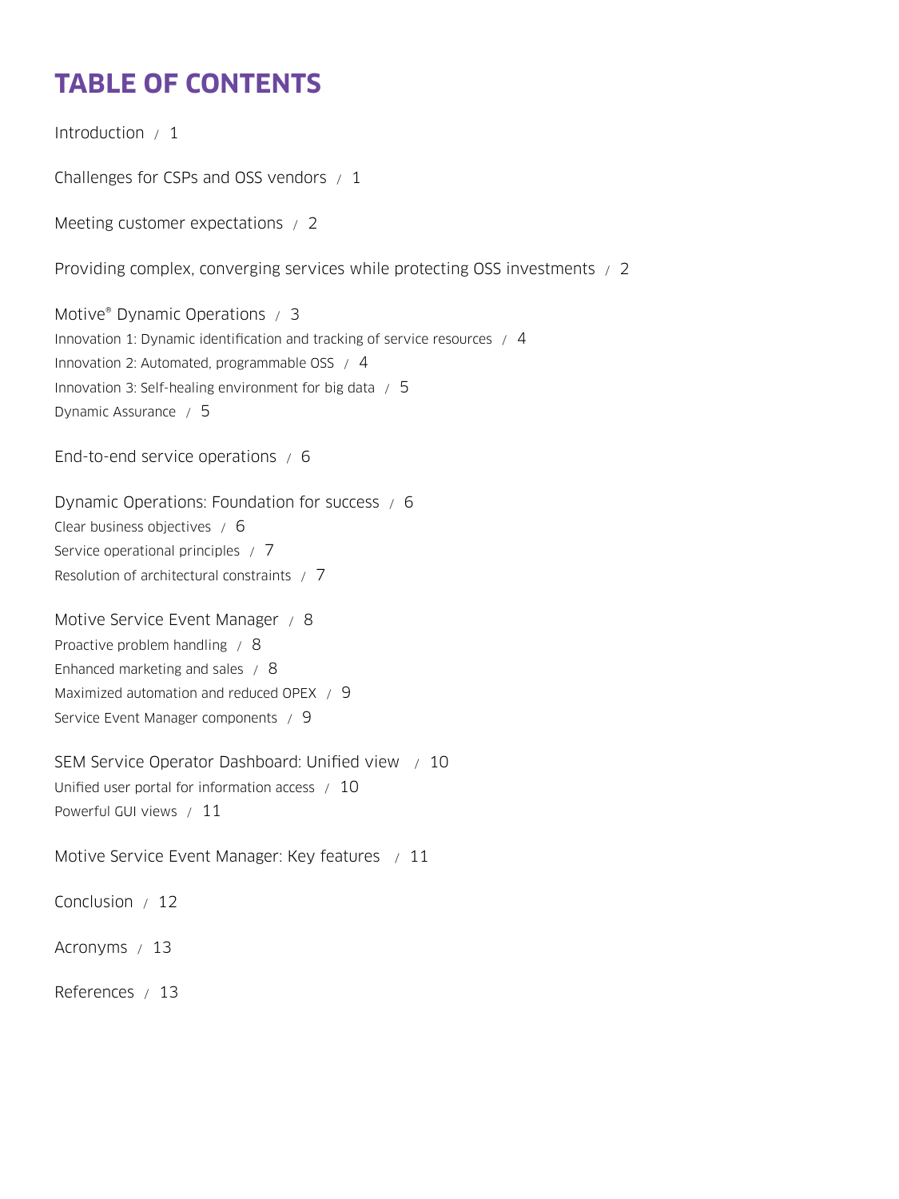# TABLE OF CONTENTS

Introduction / 1

Challenges for CSPs and OSS vendors / 1

Meeting customer expectations / 2

Providing complex, converging services while protecting OSS investments / 2

Motive® Dynamic Operations / 3

- Innovation 1: Dynamic identification and tracking of service resources / 4
- Innovation 2: Automated, programmable OSS / 4
- Innovation 3: Self-healing environment for big data / 5
- Dynamic Assurance / 5

End-to-end service operations / 6

Dynamic Operations: Foundation for success / 6

- Clear business objectives / 6
- Service operational principles / 7
- Resolution of architectural constraints / 7

Motive Service Event Manager / 8

- Proactive problem handling / 8
- Enhanced marketing and sales / 8
- Maximized automation and reduced OPEX / 9
- Service Event Manager components / 9

SEM Service Operator Dashboard: Unified view / 10

- Unified user portal for information access / 10
- Powerful GUI views / 11

Motive Service Event Manager: Key features / 11

Conclusion / 12

Acronyms / 13

References / 13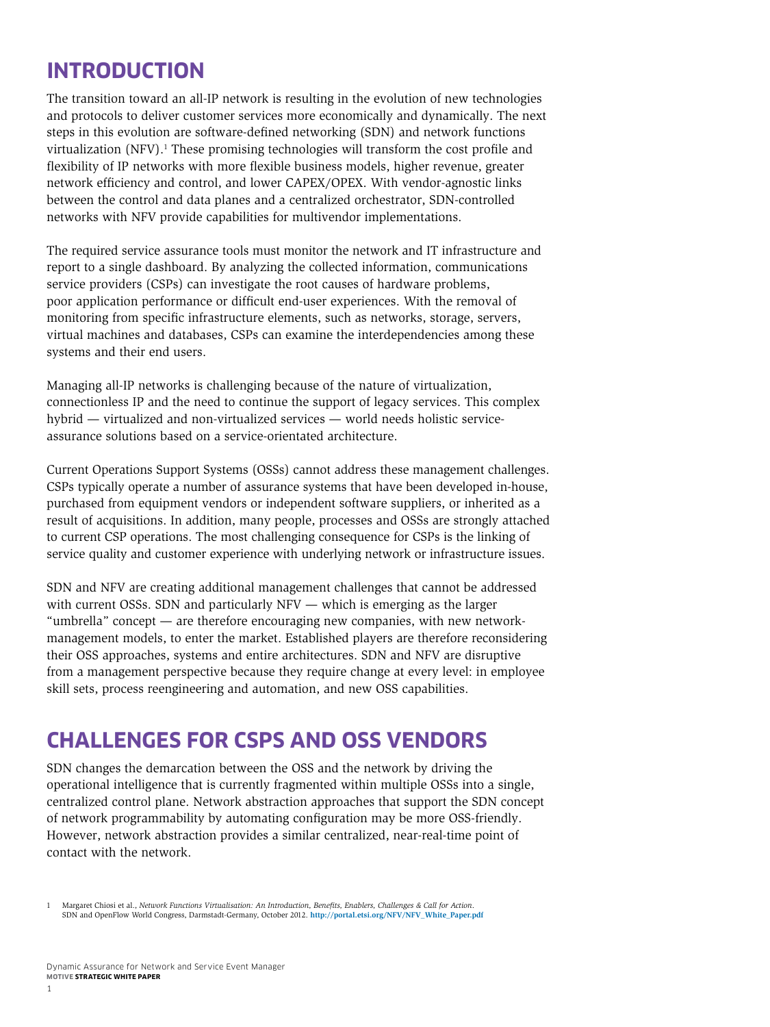# INTRODUCTION

The transition toward an all-IP network is resulting in the evolution of new technologies and protocols to deliver customer services more economically and dynamically. The next steps in this evolution are software-defined networking (SDN) and network functions virtualization (NFV).[1] These promising technologies will transform the cost profile and flexibility of IP networks with more flexible business models, higher revenue, greater network efficiency and control, and lower CAPEX/OPEX. With vendor-agnostic links between the control and data planes and a centralized orchestrator, SDN-controlled networks with NFV provide capabilities for multivendor implementations.

The required service assurance tools must monitor the network and IT infrastructure and report to a single dashboard. By analyzing the collected information, communications service providers (CSPs) can investigate the root causes of hardware problems, poor application performance or difficult end-user experiences. With the removal of monitoring from specific infrastructure elements, such as networks, storage, servers, virtual machines and databases, CSPs can examine the interdependencies among these systems and their end users.

Managing all-IP networks is challenging because of the nature of virtualization, connectionless IP and the need to continue the support of legacy services. This complex hybrid — virtualized and non-virtualized services — world needs holistic service-assurance solutions based on a service-orientated architecture.

Current Operations Support Systems (OSSs) cannot address these management challenges. CSPs typically operate a number of assurance systems that have been developed in-house, purchased from equipment vendors or independent software suppliers, or inherited as a result of acquisitions. In addition, many people, processes and OSSs are strongly attached to current CSP operations. The most challenging consequence for CSPs is the linking of service quality and customer experience with underlying network or infrastructure issues.

SDN and NFV are creating additional management challenges that cannot be addressed with current OSSs. SDN and particularly NFV — which is emerging as the larger "umbrella" concept — are therefore encouraging new companies, with new network-management models, to enter the market. Established players are therefore reconsidering their OSS approaches, systems and entire architectures. SDN and NFV are disruptive from a management perspective because they require change at every level: in employee skill sets, process reengineering and automation, and new OSS capabilities.

# CHALLENGES FOR CSPS AND OSS VENDORS

SDN changes the demarcation between the OSS and the network by driving the operational intelligence that is currently fragmented within multiple OSSs into a single, centralized control plane. Network abstraction approaches that support the SDN concept of network programmability by automating configuration may be more OSS-friendly. However, network abstraction provides a similar centralized, near-real-time point of contact with the network.

1 Margaret Chiosi et al., *Network Functions Virtualisation: An Introduction, Benefits, Enablers, Challenges & Call for Action*. SDN and OpenFlow World Congress, Darmstadt-Germany, October 2012. **http://portal.etsi.org/NFV/NFV_White_Paper.pdf**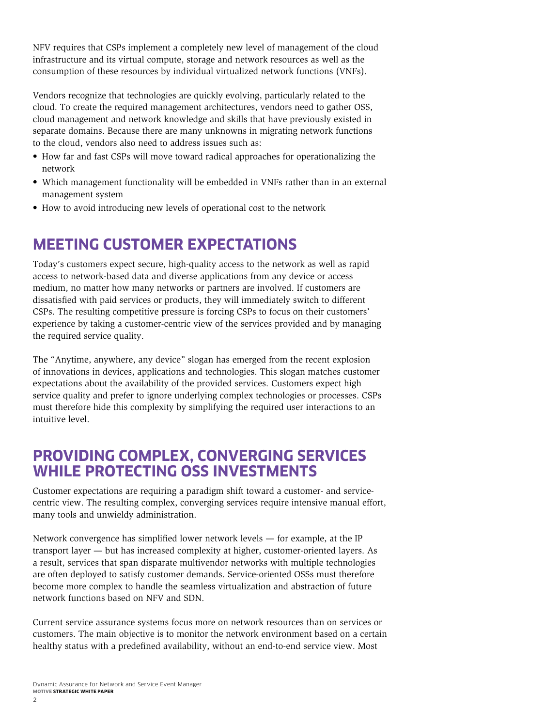NFV requires that CSPs implement a completely new level of management of the cloud infrastructure and its virtual compute, storage and network resources as well as the consumption of these resources by individual virtualized network functions (VNFs).

Vendors recognize that technologies are quickly evolving, particularly related to the cloud. To create the required management architectures, vendors need to gather OSS, cloud management and network knowledge and skills that have previously existed in separate domains. Because there are many unknowns in migrating network functions to the cloud, vendors also need to address issues such as:

- How far and fast CSPs will move toward radical approaches for operationalizing the network
- Which management functionality will be embedded in VNFs rather than in an external management system
- How to avoid introducing new levels of operational cost to the network

## MEETING CUSTOMER EXPECTATIONS

Today's customers expect secure, high-quality access to the network as well as rapid access to network-based data and diverse applications from any device or access medium, no matter how many networks or partners are involved. If customers are dissatisfied with paid services or products, they will immediately switch to different CSPs. The resulting competitive pressure is forcing CSPs to focus on their customers' experience by taking a customer-centric view of the services provided and by managing the required service quality.

The "Anytime, anywhere, any device" slogan has emerged from the recent explosion of innovations in devices, applications and technologies. This slogan matches customer expectations about the availability of the provided services. Customers expect high service quality and prefer to ignore underlying complex technologies or processes. CSPs must therefore hide this complexity by simplifying the required user interactions to an intuitive level.

## PROVIDING COMPLEX, CONVERGING SERVICES WHILE PROTECTING OSS INVESTMENTS

Customer expectations are requiring a paradigm shift toward a customer- and service-centric view. The resulting complex, converging services require intensive manual effort, many tools and unwieldy administration.

Network convergence has simplified lower network levels — for example, at the IP transport layer — but has increased complexity at higher, customer-oriented layers. As a result, services that span disparate multivendor networks with multiple technologies are often deployed to satisfy customer demands. Service-oriented OSSs must therefore become more complex to handle the seamless virtualization and abstraction of future network functions based on NFV and SDN.

Current service assurance systems focus more on network resources than on services or customers. The main objective is to monitor the network environment based on a certain healthy status with a predefined availability, without an end-to-end service view. Most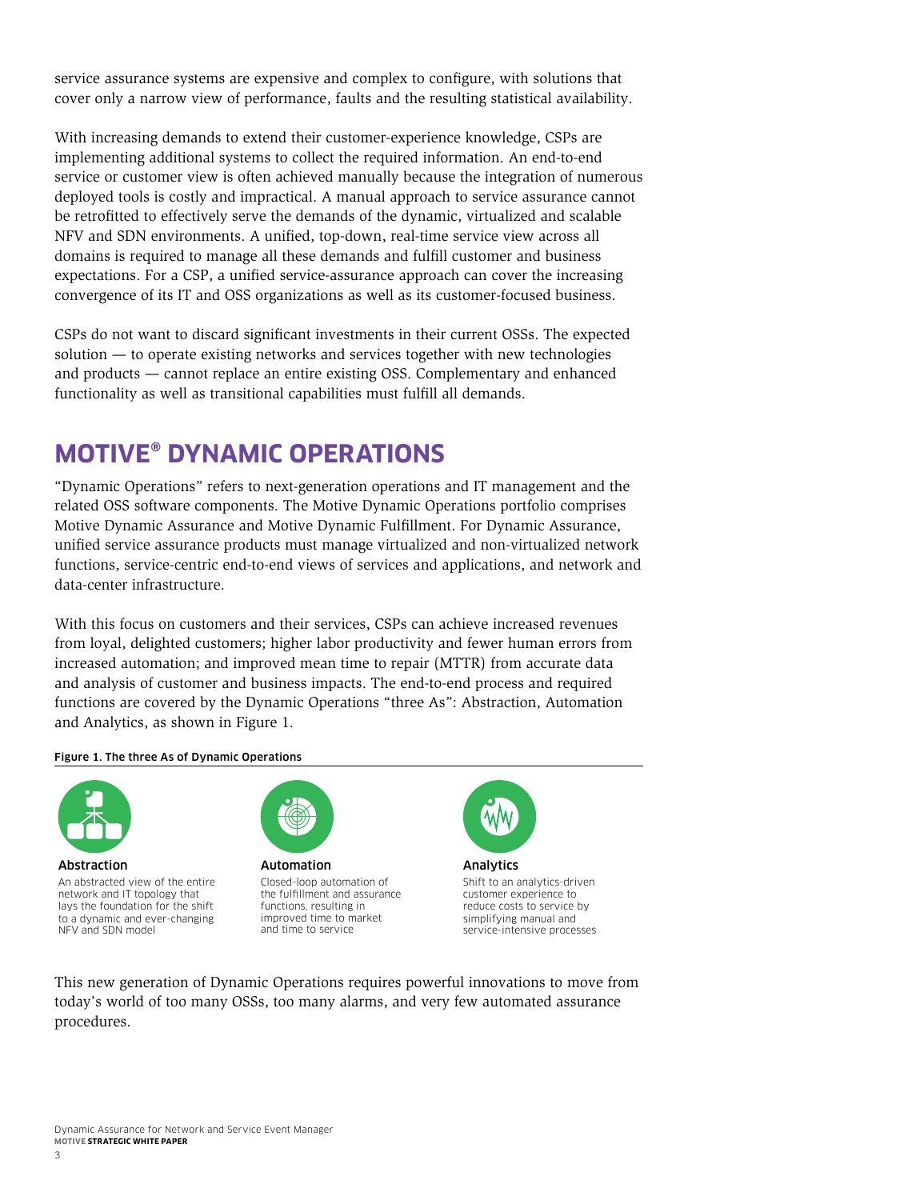service assurance systems are expensive and complex to configure, with solutions that cover only a narrow view of performance, faults and the resulting statistical availability.

With increasing demands to extend their customer-experience knowledge, CSPs are implementing additional systems to collect the required information. An end-to-end service or customer view is often achieved manually because the integration of numerous deployed tools is costly and impractical. A manual approach to service assurance cannot be retrofitted to effectively serve the demands of the dynamic, virtualized and scalable NFV and SDN environments. A unified, top-down, real-time service view across all domains is required to manage all these demands and fulfill customer and business expectations. For a CSP, a unified service-assurance approach can cover the increasing convergence of its IT and OSS organizations as well as its customer-focused business.

CSPs do not want to discard significant investments in their current OSSs. The expected solution — to operate existing networks and services together with new technologies and products — cannot replace an entire existing OSS. Complementary and enhanced functionality as well as transitional capabilities must fulfill all demands.

# MOTIVE® DYNAMIC OPERATIONS

"Dynamic Operations" refers to next-generation operations and IT management and the related OSS software components. The Motive Dynamic Operations portfolio comprises Motive Dynamic Assurance and Motive Dynamic Fulfillment. For Dynamic Assurance, unified service assurance products must manage virtualized and non-virtualized network functions, service-centric end-to-end views of services and applications, and network and data-center infrastructure.

With this focus on customers and their services, CSPs can achieve increased revenues from loyal, delighted customers; higher labor productivity and fewer human errors from increased automation; and improved mean time to repair (MTTR) from accurate data and analysis of customer and business impacts. The end-to-end process and required functions are covered by the Dynamic Operations "three As": Abstraction, Automation and Analytics, as shown in Figure 1.

**Figure 1. The three As of Dynamic Operations**

**Abstraction**
An abstracted view of the entire network and IT topology that lays the foundation for the shift to a dynamic and ever-changing NFV and SDN model

**Automation**
Closed-loop automation of the fulfillment and assurance functions, resulting in improved time to market and time to service

**Analytics**
Shift to an analytics-driven customer experience to reduce costs to service by simplifying manual and service-intensive processes

This new generation of Dynamic Operations requires powerful innovations to move from today's world of too many OSSs, too many alarms, and very few automated assurance procedures.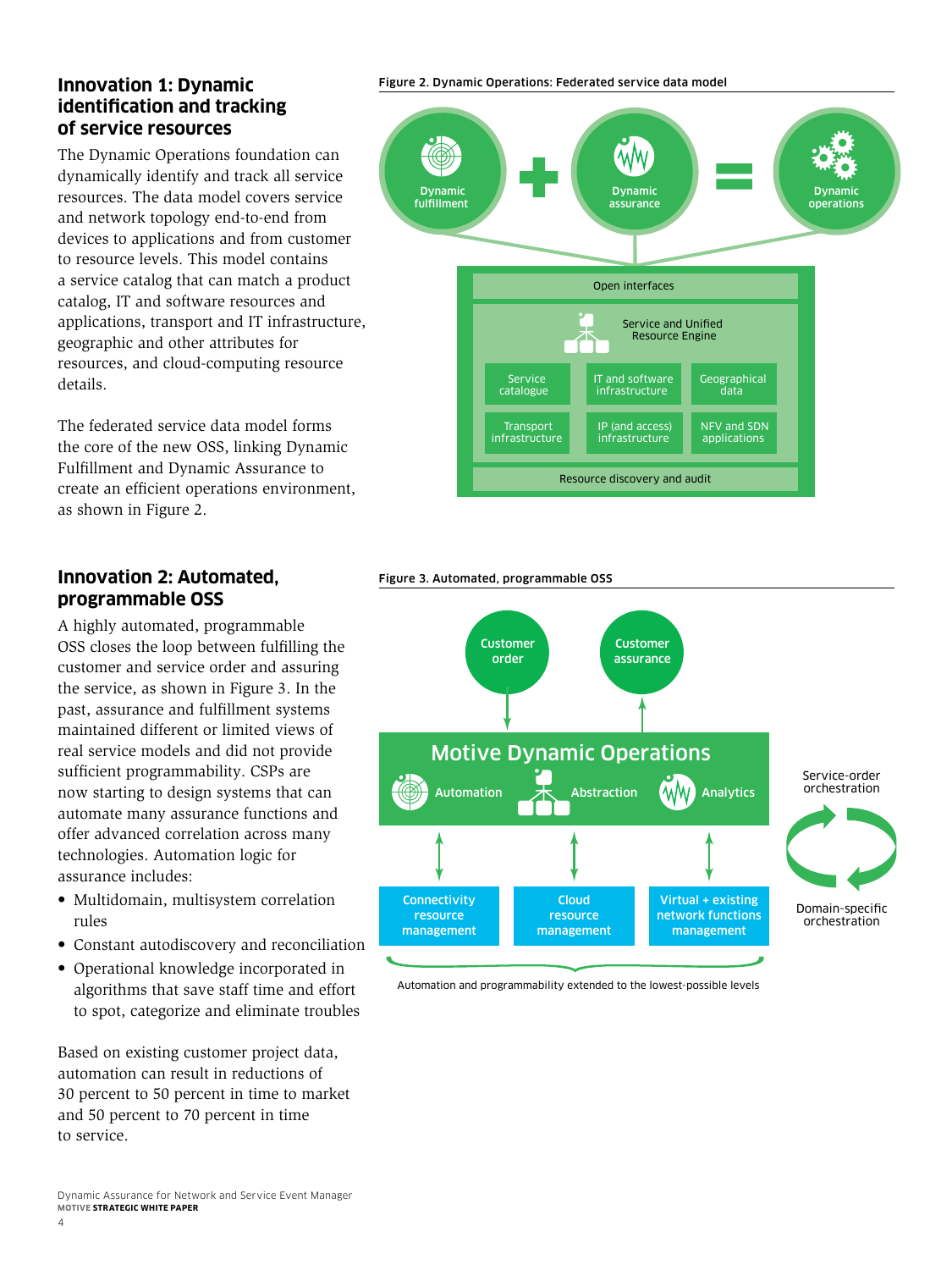## Innovation 1: Dynamic identification and tracking of service resources

The Dynamic Operations foundation can dynamically identify and track all service resources. The data model covers service and network topology end-to-end from devices to applications and from customer to resource levels. This model contains a service catalog that can match a product catalog, IT and software resources and applications, transport and IT infrastructure, geographic and other attributes for resources, and cloud-computing resource details.

The federated service data model forms the core of the new OSS, linking Dynamic Fulfillment and Dynamic Assurance to create an efficient operations environment, as shown in Figure 2.

**Figure 2. Dynamic Operations: Federated service data model**

Dynamic fulfillment + Dynamic assurance = Dynamic operations

- Open interfaces
- Service and Unified Resource Engine
  - Service catalogue
  - IT and software infrastructure
  - Geographical data
  - Transport infrastructure
  - IP (and access) infrastructure
  - NFV and SDN applications
- Resource discovery and audit

## Innovation 2: Automated, programmable OSS

A highly automated, programmable OSS closes the loop between fulfilling the customer and service order and assuring the service, as shown in Figure 3. In the past, assurance and fulfillment systems maintained different or limited views of real service models and did not provide sufficient programmability. CSPs are now starting to design systems that can automate many assurance functions and offer advanced correlation across many technologies. Automation logic for assurance includes:

- Multidomain, multisystem correlation rules
- Constant autodiscovery and reconciliation
- Operational knowledge incorporated in algorithms that save staff time and effort to spot, categorize and eliminate troubles

Based on existing customer project data, automation can result in reductions of 30 percent to 50 percent in time to market and 50 percent to 70 percent in time to service.

**Figure 3. Automated, programmable OSS**

- Customer order
- Customer assurance
- Motive Dynamic Operations: Automation, Abstraction, Analytics
- Connectivity resource management
- Cloud resource management
- Virtual + existing network functions management
- Service-order orchestration
- Domain-specific orchestration

Automation and programmability extended to the lowest-possible levels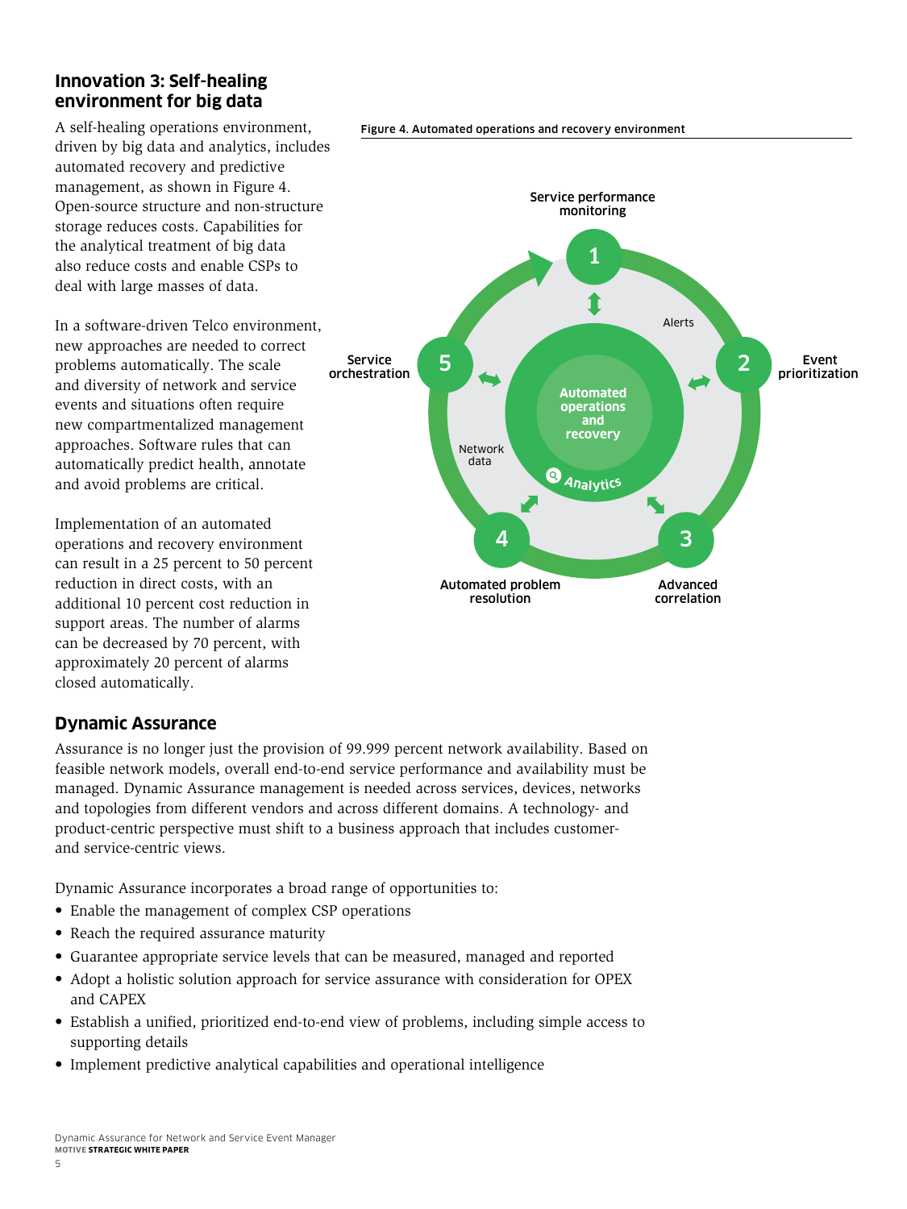## Innovation 3: Self-healing environment for big data

A self-healing operations environment, driven by big data and analytics, includes automated recovery and predictive management, as shown in Figure 4. Open-source structure and non-structure storage reduces costs. Capabilities for the analytical treatment of big data also reduce costs and enable CSPs to deal with large masses of data.

In a software-driven Telco environment, new approaches are needed to correct problems automatically. The scale and diversity of network and service events and situations often require new compartmentalized management approaches. Software rules that can automatically predict health, annotate and avoid problems are critical.

Implementation of an automated operations and recovery environment can result in a 25 percent to 50 percent reduction in direct costs, with an additional 10 percent cost reduction in support areas. The number of alarms can be decreased by 70 percent, with approximately 20 percent of alarms closed automatically.

**Figure 4. Automated operations and recovery environment**

Service performance monitoring, Event prioritization, Advanced correlation, Automated problem resolution, Service orchestration, Alerts, Network data, Automated operations and recovery, Analytics

## Dynamic Assurance

Assurance is no longer just the provision of 99.999 percent network availability. Based on feasible network models, overall end-to-end service performance and availability must be managed. Dynamic Assurance management is needed across services, devices, networks and topologies from different vendors and across different domains. A technology- and product-centric perspective must shift to a business approach that includes customer- and service-centric views.

Dynamic Assurance incorporates a broad range of opportunities to:

- Enable the management of complex CSP operations
- Reach the required assurance maturity
- Guarantee appropriate service levels that can be measured, managed and reported
- Adopt a holistic solution approach for service assurance with consideration for OPEX and CAPEX
- Establish a unified, prioritized end-to-end view of problems, including simple access to supporting details
- Implement predictive analytical capabilities and operational intelligence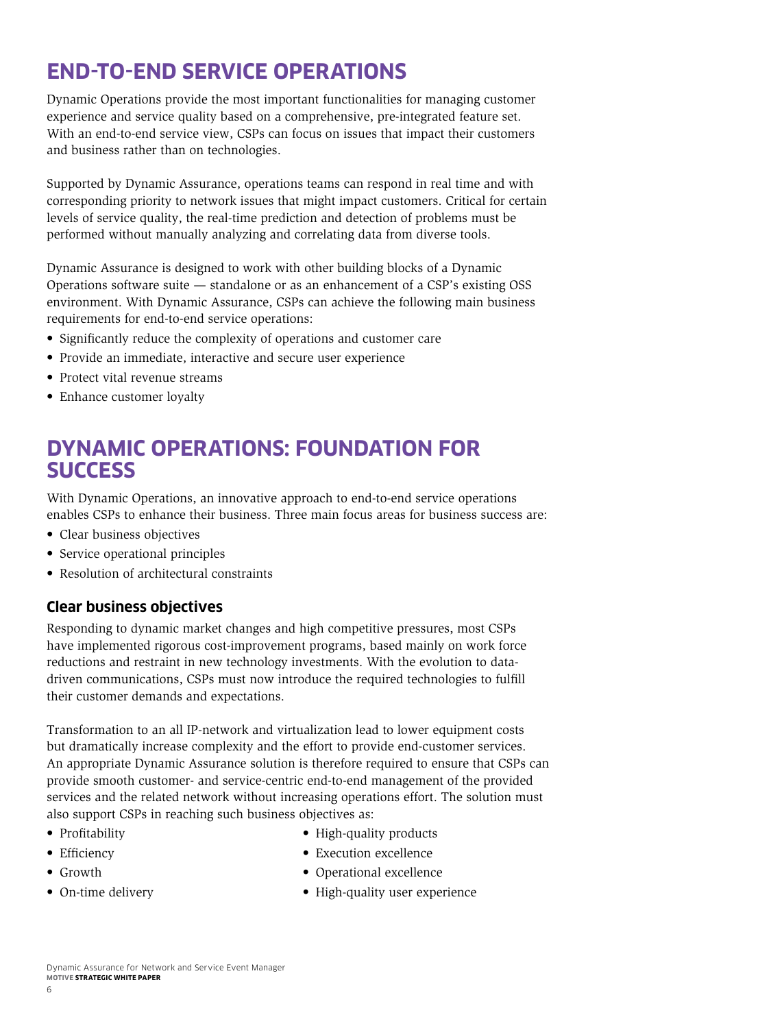## END-TO-END SERVICE OPERATIONS

Dynamic Operations provide the most important functionalities for managing customer experience and service quality based on a comprehensive, pre-integrated feature set. With an end-to-end service view, CSPs can focus on issues that impact their customers and business rather than on technologies.

Supported by Dynamic Assurance, operations teams can respond in real time and with corresponding priority to network issues that might impact customers. Critical for certain levels of service quality, the real-time prediction and detection of problems must be performed without manually analyzing and correlating data from diverse tools.

Dynamic Assurance is designed to work with other building blocks of a Dynamic Operations software suite — standalone or as an enhancement of a CSP's existing OSS environment. With Dynamic Assurance, CSPs can achieve the following main business requirements for end-to-end service operations:

- Significantly reduce the complexity of operations and customer care
- Provide an immediate, interactive and secure user experience
- Protect vital revenue streams
- Enhance customer loyalty

## DYNAMIC OPERATIONS: FOUNDATION FOR SUCCESS

With Dynamic Operations, an innovative approach to end-to-end service operations enables CSPs to enhance their business. Three main focus areas for business success are:

- Clear business objectives
- Service operational principles
- Resolution of architectural constraints

### Clear business objectives

Responding to dynamic market changes and high competitive pressures, most CSPs have implemented rigorous cost-improvement programs, based mainly on work force reductions and restraint in new technology investments. With the evolution to data-driven communications, CSPs must now introduce the required technologies to fulfill their customer demands and expectations.

Transformation to an all IP-network and virtualization lead to lower equipment costs but dramatically increase complexity and the effort to provide end-customer services. An appropriate Dynamic Assurance solution is therefore required to ensure that CSPs can provide smooth customer- and service-centric end-to-end management of the provided services and the related network without increasing operations effort. The solution must also support CSPs in reaching such business objectives as:

- Profitability
- Efficiency
- Growth
- On-time delivery
- High-quality products
- Execution excellence
- Operational excellence
- High-quality user experience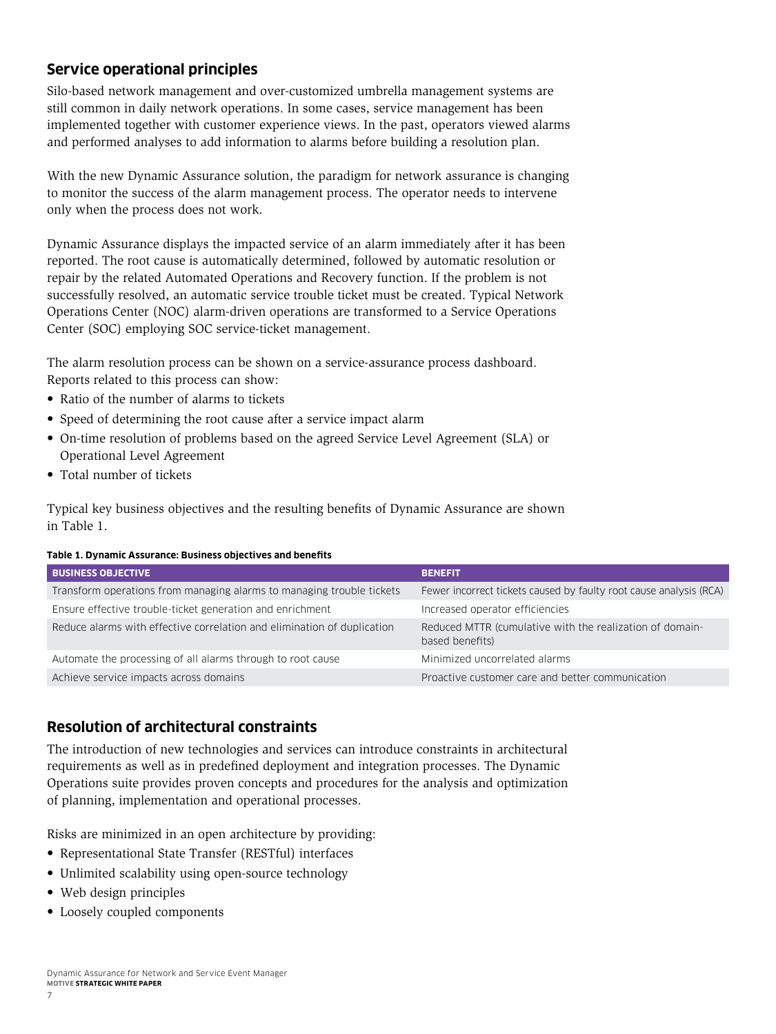## Service operational principles

Silo-based network management and over-customized umbrella management systems are still common in daily network operations. In some cases, service management has been implemented together with customer experience views. In the past, operators viewed alarms and performed analyses to add information to alarms before building a resolution plan.

With the new Dynamic Assurance solution, the paradigm for network assurance is changing to monitor the success of the alarm management process. The operator needs to intervene only when the process does not work.

Dynamic Assurance displays the impacted service of an alarm immediately after it has been reported. The root cause is automatically determined, followed by automatic resolution or repair by the related Automated Operations and Recovery function. If the problem is not successfully resolved, an automatic service trouble ticket must be created. Typical Network Operations Center (NOC) alarm-driven operations are transformed to a Service Operations Center (SOC) employing SOC service-ticket management.

The alarm resolution process can be shown on a service-assurance process dashboard. Reports related to this process can show:

- Ratio of the number of alarms to tickets
- Speed of determining the root cause after a service impact alarm
- On-time resolution of problems based on the agreed Service Level Agreement (SLA) or Operational Level Agreement
- Total number of tickets

Typical key business objectives and the resulting benefits of Dynamic Assurance are shown in Table 1.

**Table 1. Dynamic Assurance: Business objectives and benefits**

| BUSINESS OBJECTIVE | BENEFIT |
|---|---|
| Transform operations from managing alarms to managing trouble tickets | Fewer incorrect tickets caused by faulty root cause analysis (RCA) |
| Ensure effective trouble-ticket generation and enrichment | Increased operator efficiencies |
| Reduce alarms with effective correlation and elimination of duplication | Reduced MTTR (cumulative with the realization of domain-based benefits) |
| Automate the processing of all alarms through to root cause | Minimized uncorrelated alarms |
| Achieve service impacts across domains | Proactive customer care and better communication |

## Resolution of architectural constraints

The introduction of new technologies and services can introduce constraints in architectural requirements as well as in predefined deployment and integration processes. The Dynamic Operations suite provides proven concepts and procedures for the analysis and optimization of planning, implementation and operational processes.

Risks are minimized in an open architecture by providing:

- Representational State Transfer (RESTful) interfaces
- Unlimited scalability using open-source technology
- Web design principles
- Loosely coupled components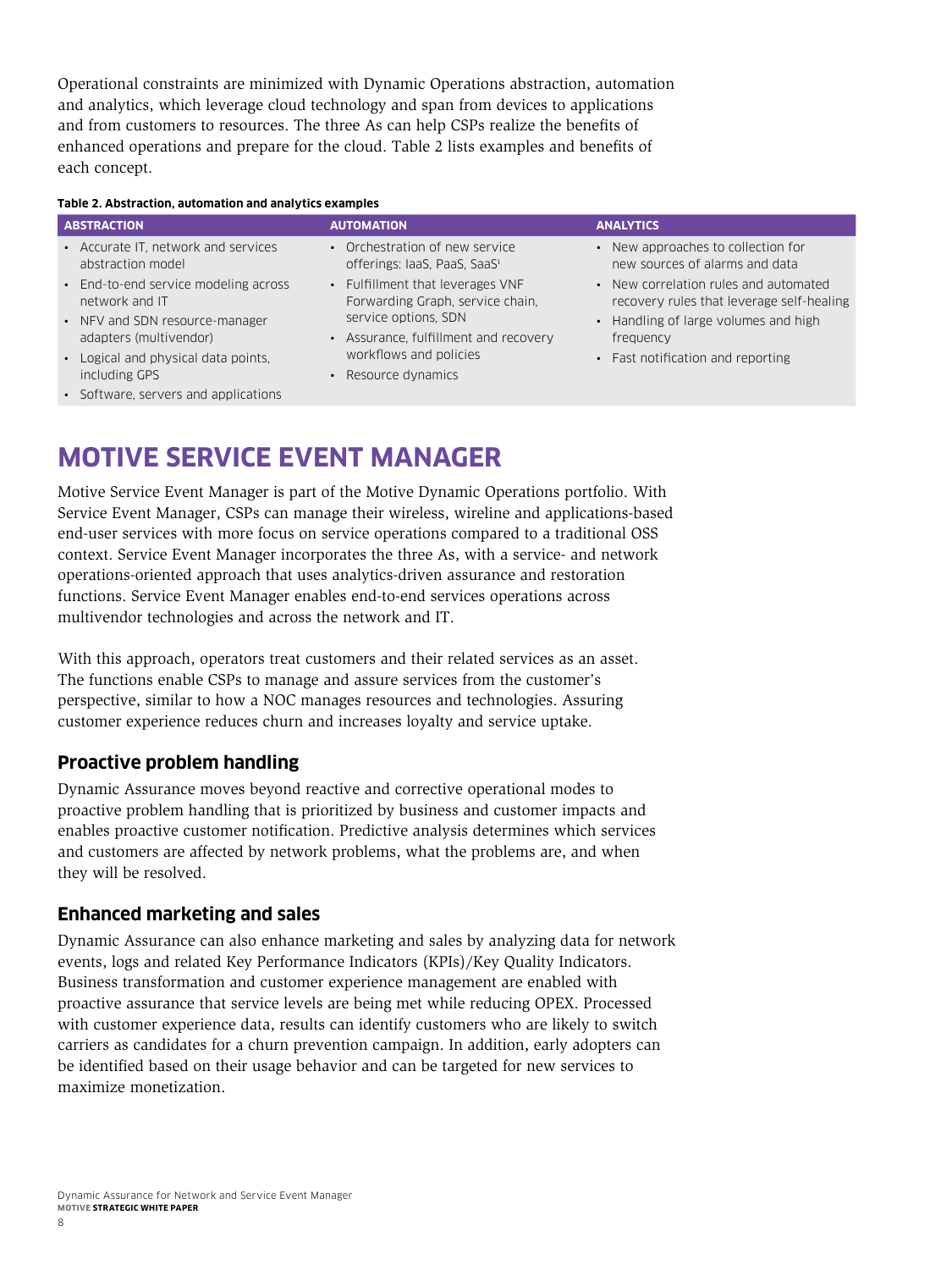Operational constraints are minimized with Dynamic Operations abstraction, automation and analytics, which leverage cloud technology and span from devices to applications and from customers to resources. The three As can help CSPs realize the benefits of enhanced operations and prepare for the cloud. Table 2 lists examples and benefits of each concept.

**Table 2. Abstraction, automation and analytics examples**

| ABSTRACTION | AUTOMATION | ANALYTICS |
|---|---|---|
| • Accurate IT, network and services abstraction model<br>• End-to-end service modeling across network and IT<br>• NFV and SDN resource-manager adapters (multivendor)<br>• Logical and physical data points, including GPS<br>• Software, servers and applications | • Orchestration of new service offerings: IaaS, PaaS, SaaS[i]<br>• Fulfillment that leverages VNF Forwarding Graph, service chain, service options, SDN<br>• Assurance, fulfillment and recovery workflows and policies<br>• Resource dynamics | • New approaches to collection for new sources of alarms and data<br>• New correlation rules and automated recovery rules that leverage self-healing<br>• Handling of large volumes and high frequency<br>• Fast notification and reporting |

# MOTIVE SERVICE EVENT MANAGER

Motive Service Event Manager is part of the Motive Dynamic Operations portfolio. With Service Event Manager, CSPs can manage their wireless, wireline and applications-based end-user services with more focus on service operations compared to a traditional OSS context. Service Event Manager incorporates the three As, with a service- and network operations-oriented approach that uses analytics-driven assurance and restoration functions. Service Event Manager enables end-to-end services operations across multivendor technologies and across the network and IT.

With this approach, operators treat customers and their related services as an asset. The functions enable CSPs to manage and assure services from the customer's perspective, similar to how a NOC manages resources and technologies. Assuring customer experience reduces churn and increases loyalty and service uptake.

## Proactive problem handling

Dynamic Assurance moves beyond reactive and corrective operational modes to proactive problem handling that is prioritized by business and customer impacts and enables proactive customer notification. Predictive analysis determines which services and customers are affected by network problems, what the problems are, and when they will be resolved.

## Enhanced marketing and sales

Dynamic Assurance can also enhance marketing and sales by analyzing data for network events, logs and related Key Performance Indicators (KPIs)/Key Quality Indicators. Business transformation and customer experience management are enabled with proactive assurance that service levels are being met while reducing OPEX. Processed with customer experience data, results can identify customers who are likely to switch carriers as candidates for a churn prevention campaign. In addition, early adopters can be identified based on their usage behavior and can be targeted for new services to maximize monetization.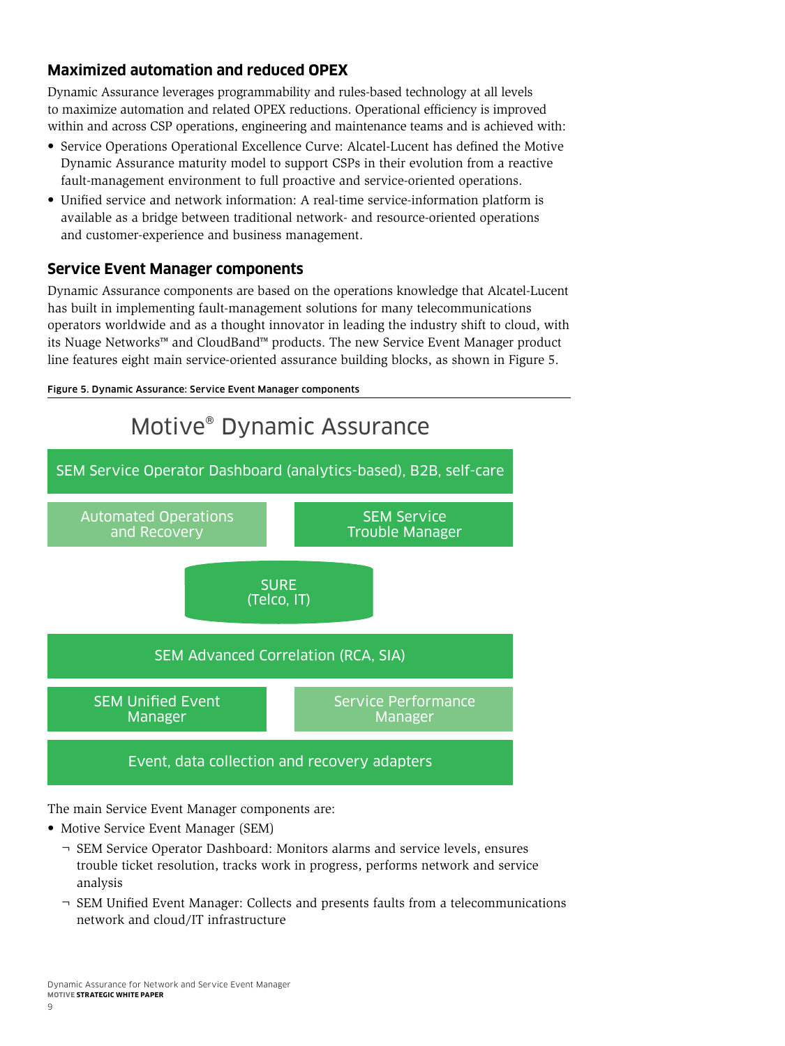### Maximized automation and reduced OPEX

Dynamic Assurance leverages programmability and rules-based technology at all levels to maximize automation and related OPEX reductions. Operational efficiency is improved within and across CSP operations, engineering and maintenance teams and is achieved with:

- Service Operations Operational Excellence Curve: Alcatel-Lucent has defined the Motive Dynamic Assurance maturity model to support CSPs in their evolution from a reactive fault-management environment to full proactive and service-oriented operations.
- Unified service and network information: A real-time service-information platform is available as a bridge between traditional network- and resource-oriented operations and customer-experience and business management.

### Service Event Manager components

Dynamic Assurance components are based on the operations knowledge that Alcatel-Lucent has built in implementing fault-management solutions for many telecommunications operators worldwide and as a thought innovator in leading the industry shift to cloud, with its Nuage Networks™ and CloudBand™ products. The new Service Event Manager product line features eight main service-oriented assurance building blocks, as shown in Figure 5.

**Figure 5. Dynamic Assurance: Service Event Manager components**

Motive® Dynamic Assurance

- SEM Service Operator Dashboard (analytics-based), B2B, self-care
- Automated Operations and Recovery
- SEM Service Trouble Manager
- SURE (Telco, IT)
- SEM Advanced Correlation (RCA, SIA)
- SEM Unified Event Manager
- Service Performance Manager
- Event, data collection and recovery adapters

The main Service Event Manager components are:

- Motive Service Event Manager (SEM)
  - SEM Service Operator Dashboard: Monitors alarms and service levels, ensures trouble ticket resolution, tracks work in progress, performs network and service analysis
  - SEM Unified Event Manager: Collects and presents faults from a telecommunications network and cloud/IT infrastructure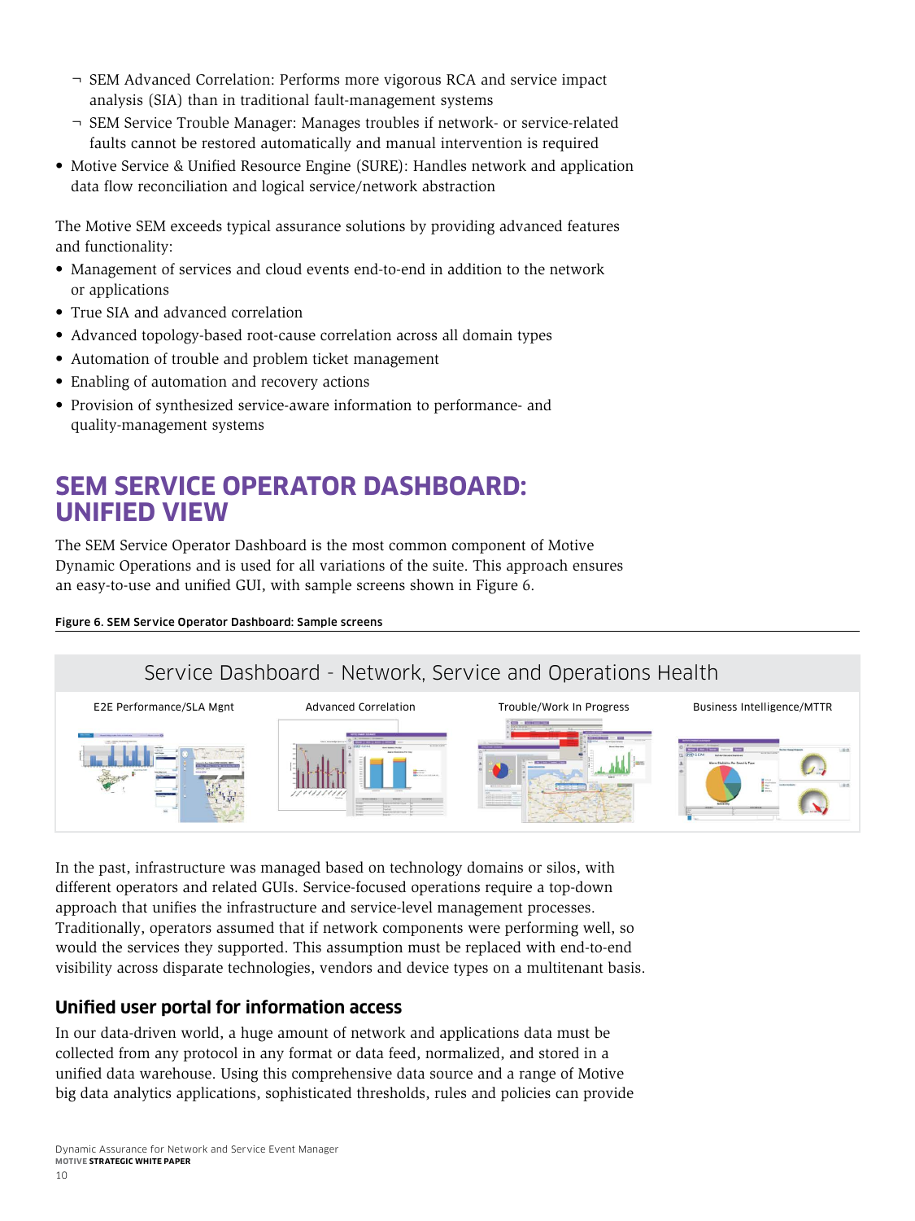- SEM Advanced Correlation: Performs more vigorous RCA and service impact analysis (SIA) than in traditional fault-management systems
  - SEM Service Trouble Manager: Manages troubles if network- or service-related faults cannot be restored automatically and manual intervention is required
- Motive Service & Unified Resource Engine (SURE): Handles network and application data flow reconciliation and logical service/network abstraction

The Motive SEM exceeds typical assurance solutions by providing advanced features and functionality:

- Management of services and cloud events end-to-end in addition to the network or applications
- True SIA and advanced correlation
- Advanced topology-based root-cause correlation across all domain types
- Automation of trouble and problem ticket management
- Enabling of automation and recovery actions
- Provision of synthesized service-aware information to performance- and quality-management systems

## SEM SERVICE OPERATOR DASHBOARD: UNIFIED VIEW

The SEM Service Operator Dashboard is the most common component of Motive Dynamic Operations and is used for all variations of the suite. This approach ensures an easy-to-use and unified GUI, with sample screens shown in Figure 6.

**Figure 6. SEM Service Operator Dashboard: Sample screens**

Service Dashboard - Network, Service and Operations Health

E2E Performance/SLA Mgnt | Advanced Correlation | Trouble/Work In Progress | Business Intelligence/MTTR

In the past, infrastructure was managed based on technology domains or silos, with different operators and related GUIs. Service-focused operations require a top-down approach that unifies the infrastructure and service-level management processes. Traditionally, operators assumed that if network components were performing well, so would the services they supported. This assumption must be replaced with end-to-end visibility across disparate technologies, vendors and device types on a multitenant basis.

### Unified user portal for information access

In our data-driven world, a huge amount of network and applications data must be collected from any protocol in any format or data feed, normalized, and stored in a unified data warehouse. Using this comprehensive data source and a range of Motive big data analytics applications, sophisticated thresholds, rules and policies can provide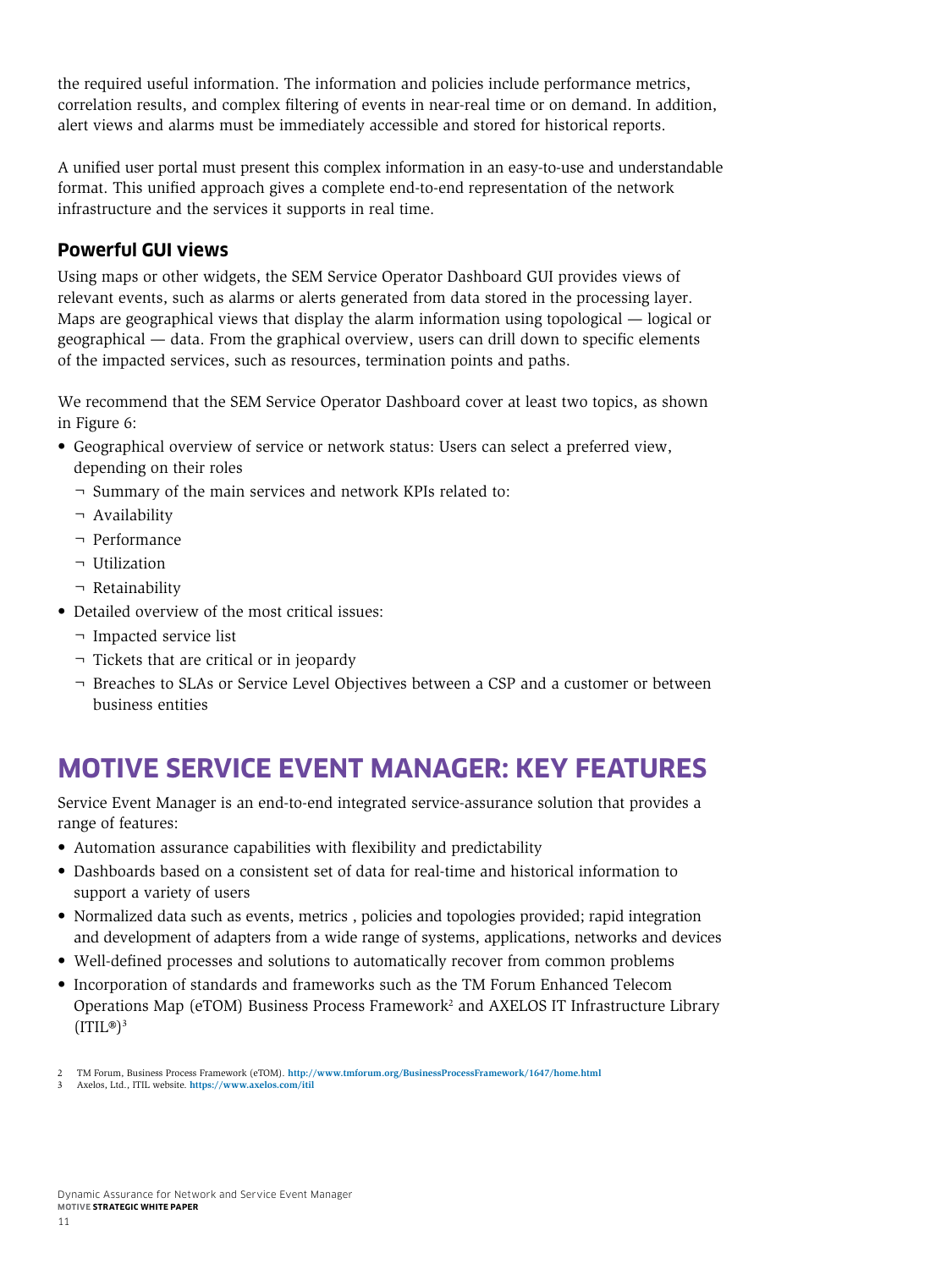the required useful information. The information and policies include performance metrics, correlation results, and complex filtering of events in near-real time or on demand. In addition, alert views and alarms must be immediately accessible and stored for historical reports.

A unified user portal must present this complex information in an easy-to-use and understandable format. This unified approach gives a complete end-to-end representation of the network infrastructure and the services it supports in real time.

### Powerful GUI views

Using maps or other widgets, the SEM Service Operator Dashboard GUI provides views of relevant events, such as alarms or alerts generated from data stored in the processing layer. Maps are geographical views that display the alarm information using topological — logical or geographical — data. From the graphical overview, users can drill down to specific elements of the impacted services, such as resources, termination points and paths.

We recommend that the SEM Service Operator Dashboard cover at least two topics, as shown in Figure 6:

- Geographical overview of service or network status: Users can select a preferred view, depending on their roles
  - Summary of the main services and network KPIs related to:
  - Availability
  - Performance
  - Utilization
  - Retainability
- Detailed overview of the most critical issues:
  - Impacted service list
  - Tickets that are critical or in jeopardy
  - Breaches to SLAs or Service Level Objectives between a CSP and a customer or between business entities

## MOTIVE SERVICE EVENT MANAGER: KEY FEATURES

Service Event Manager is an end-to-end integrated service-assurance solution that provides a range of features:

- Automation assurance capabilities with flexibility and predictability
- Dashboards based on a consistent set of data for real-time and historical information to support a variety of users
- Normalized data such as events, metrics , policies and topologies provided; rapid integration and development of adapters from a wide range of systems, applications, networks and devices
- Well-defined processes and solutions to automatically recover from common problems
- Incorporation of standards and frameworks such as the TM Forum Enhanced Telecom Operations Map (eTOM) Business Process Framework[2] and AXELOS IT Infrastructure Library (ITIL®)[3]

2 TM Forum, Business Process Framework (eTOM). http://www.tmforum.org/BusinessProcessFramework/1647/home.html
3 Axelos, Ltd., ITIL website. https://www.axelos.com/itil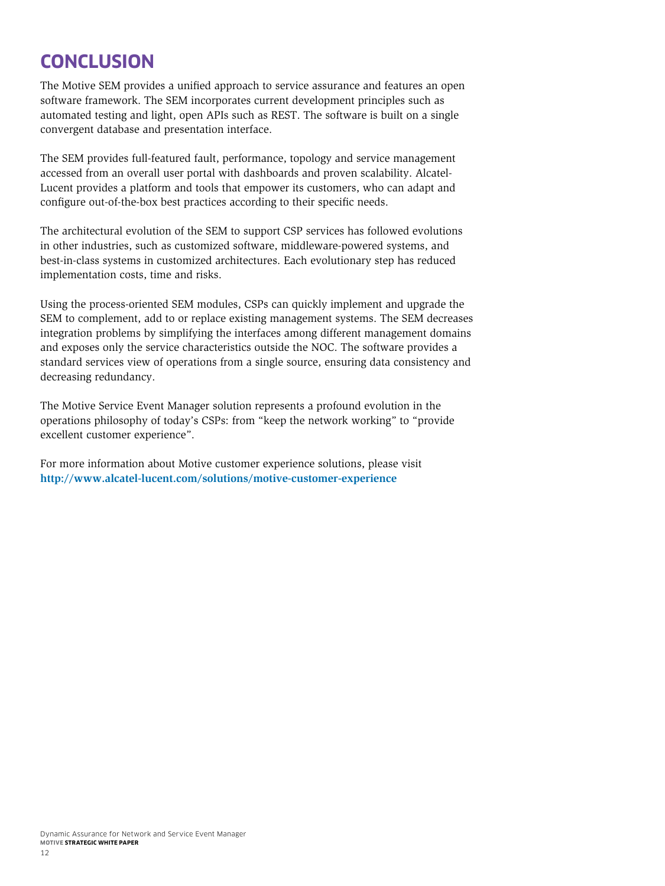# CONCLUSION

The Motive SEM provides a unified approach to service assurance and features an open software framework. The SEM incorporates current development principles such as automated testing and light, open APIs such as REST. The software is built on a single convergent database and presentation interface.

The SEM provides full-featured fault, performance, topology and service management accessed from an overall user portal with dashboards and proven scalability. Alcatel-Lucent provides a platform and tools that empower its customers, who can adapt and configure out-of-the-box best practices according to their specific needs.

The architectural evolution of the SEM to support CSP services has followed evolutions in other industries, such as customized software, middleware-powered systems, and best-in-class systems in customized architectures. Each evolutionary step has reduced implementation costs, time and risks.

Using the process-oriented SEM modules, CSPs can quickly implement and upgrade the SEM to complement, add to or replace existing management systems. The SEM decreases integration problems by simplifying the interfaces among different management domains and exposes only the service characteristics outside the NOC. The software provides a standard services view of operations from a single source, ensuring data consistency and decreasing redundancy.

The Motive Service Event Manager solution represents a profound evolution in the operations philosophy of today's CSPs: from "keep the network working" to "provide excellent customer experience".

For more information about Motive customer experience solutions, please visit **http://www.alcatel-lucent.com/solutions/motive-customer-experience**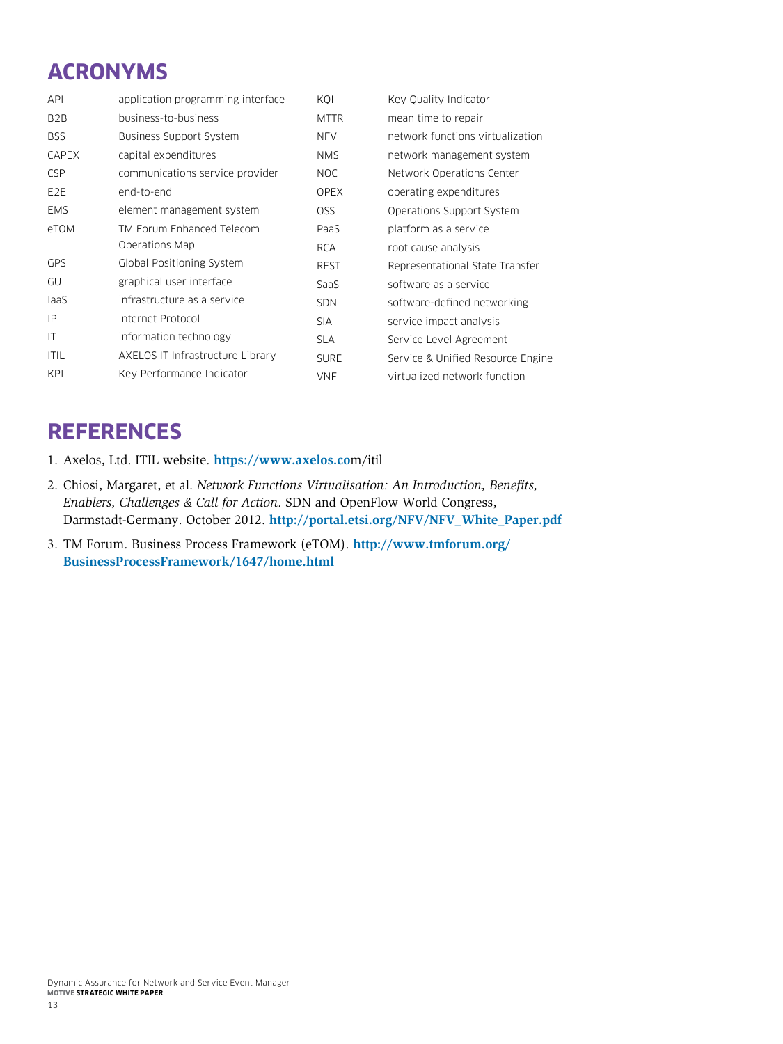## ACRONYMS

| | | | |
|---|---|---|---|
| API | application programming interface | KQI | Key Quality Indicator |
| B2B | business-to-business | MTTR | mean time to repair |
| BSS | Business Support System | NFV | network functions virtualization |
| CAPEX | capital expenditures | NMS | network management system |
| CSP | communications service provider | NOC | Network Operations Center |
| E2E | end-to-end | OPEX | operating expenditures |
| EMS | element management system | OSS | Operations Support System |
| eTOM | TM Forum Enhanced Telecom Operations Map | PaaS | platform as a service |
| GPS | Global Positioning System | RCA | root cause analysis |
| GUI | graphical user interface | REST | Representational State Transfer |
| IaaS | infrastructure as a service | SaaS | software as a service |
| IP | Internet Protocol | SDN | software-defined networking |
| IT | information technology | SIA | service impact analysis |
| ITIL | AXELOS IT Infrastructure Library | SLA | Service Level Agreement |
| KPI | Key Performance Indicator | SURE | Service & Unified Resource Engine |
| | | VNF | virtualized network function |

## REFERENCES

1. Axelos, Ltd. ITIL website. **https://www.axelos.co**m/itil
2. Chiosi, Margaret, et al. *Network Functions Virtualisation: An Introduction, Benefits, Enablers, Challenges & Call for Action*. SDN and OpenFlow World Congress, Darmstadt-Germany. October 2012. **http://portal.etsi.org/NFV/NFV_White_Paper.pdf**
3. TM Forum. Business Process Framework (eTOM). **http://www.tmforum.org/BusinessProcessFramework/1647/home.html**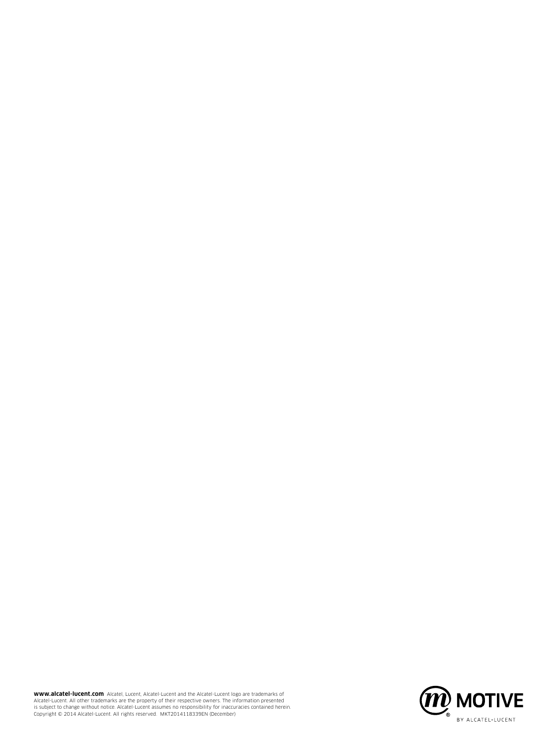**www.alcatel-lucent.com** Alcatel, Lucent, Alcatel-Lucent and the Alcatel-Lucent logo are trademarks of Alcatel-Lucent. All other trademarks are the property of their respective owners. The information presented is subject to change without notice. Alcatel-Lucent assumes no responsibility for inaccuracies contained herein. Copyright © 2014 Alcatel-Lucent. All rights reserved. MKT2014118339EN (December)

MOTIVE

BY ALCATEL-LUCENT